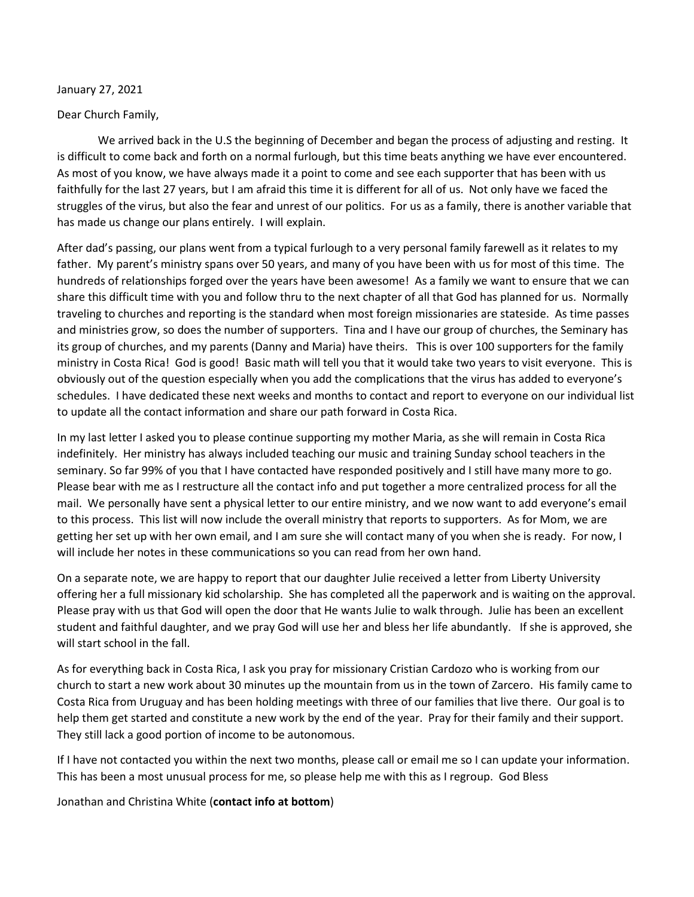January 27, 2021

Dear Church Family,

We arrived back in the U.S the beginning of December and began the process of adjusting and resting. It is difficult to come back and forth on a normal furlough, but this time beats anything we have ever encountered. As most of you know, we have always made it a point to come and see each supporter that has been with us faithfully for the last 27 years, but I am afraid this time it is different for all of us. Not only have we faced the struggles of the virus, but also the fear and unrest of our politics. For us as a family, there is another variable that has made us change our plans entirely. I will explain.

After dad's passing, our plans went from a typical furlough to a very personal family farewell as it relates to my father. My parent's ministry spans over 50 years, and many of you have been with us for most of this time. The hundreds of relationships forged over the years have been awesome! As a family we want to ensure that we can share this difficult time with you and follow thru to the next chapter of all that God has planned for us. Normally traveling to churches and reporting is the standard when most foreign missionaries are stateside. As time passes and ministries grow, so does the number of supporters. Tina and I have our group of churches, the Seminary has its group of churches, and my parents (Danny and Maria) have theirs. This is over 100 supporters for the family ministry in Costa Rica! God is good! Basic math will tell you that it would take two years to visit everyone. This is obviously out of the question especially when you add the complications that the virus has added to everyone's schedules. I have dedicated these next weeks and months to contact and report to everyone on our individual list to update all the contact information and share our path forward in Costa Rica.

In my last letter I asked you to please continue supporting my mother Maria, as she will remain in Costa Rica indefinitely. Her ministry has always included teaching our music and training Sunday school teachers in the seminary. So far 99% of you that I have contacted have responded positively and I still have many more to go. Please bear with me as I restructure all the contact info and put together a more centralized process for all the mail. We personally have sent a physical letter to our entire ministry, and we now want to add everyone's email to this process. This list will now include the overall ministry that reports to supporters. As for Mom, we are getting her set up with her own email, and I am sure she will contact many of you when she is ready. For now, I will include her notes in these communications so you can read from her own hand.

On a separate note, we are happy to report that our daughter Julie received a letter from Liberty University offering her a full missionary kid scholarship. She has completed all the paperwork and is waiting on the approval. Please pray with us that God will open the door that He wants Julie to walk through. Julie has been an excellent student and faithful daughter, and we pray God will use her and bless her life abundantly. If she is approved, she will start school in the fall.

As for everything back in Costa Rica, I ask you pray for missionary Cristian Cardozo who is working from our church to start a new work about 30 minutes up the mountain from us in the town of Zarcero. His family came to Costa Rica from Uruguay and has been holding meetings with three of our families that live there. Our goal is to help them get started and constitute a new work by the end of the year. Pray for their family and their support. They still lack a good portion of income to be autonomous.

If I have not contacted you within the next two months, please call or email me so I can update your information. This has been a most unusual process for me, so please help me with this as I regroup. God Bless

Jonathan and Christina White (**contact info at bottom**)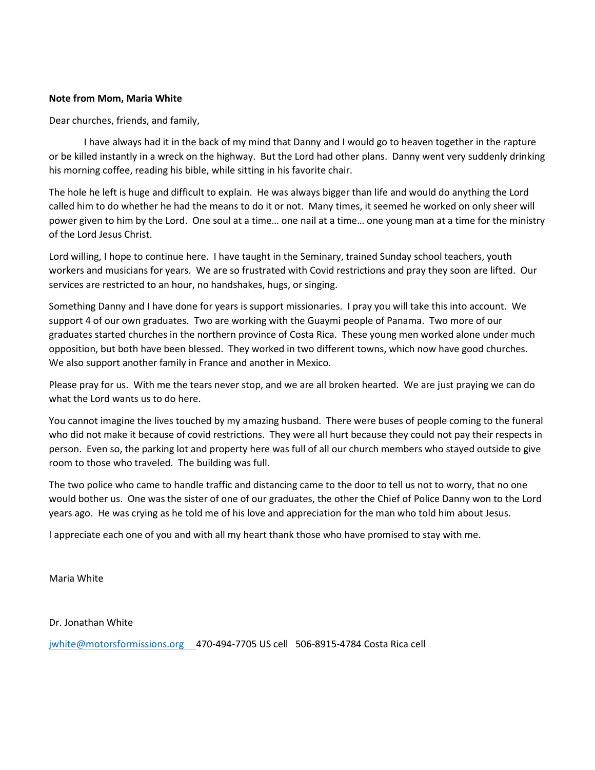**Note from Mom, Maria White**

Dear churches, friends, and family,

I have always had it in the back of my mind that Danny and I would go to heaven together in the rapture or be killed instantly in a wreck on the highway. But the Lord had other plans. Danny went very suddenly drinking his morning coffee, reading his bible, while sitting in his favorite chair.

The hole he left is huge and difficult to explain. He was always bigger than life and would do anything the Lord called him to do whether he had the means to do it or not. Many times, it seemed he worked on only sheer will power given to him by the Lord. One soul at a time… one nail at a time… one young man at a time for the ministry of the Lord Jesus Christ.

Lord willing, I hope to continue here. I have taught in the Seminary, trained Sunday school teachers, youth workers and musicians for years. We are so frustrated with Covid restrictions and pray they soon are lifted. Our services are restricted to an hour, no handshakes, hugs, or singing.

Something Danny and I have done for years is support missionaries. I pray you will take this into account. We support 4 of our own graduates. Two are working with the Guaymi people of Panama. Two more of our graduates started churches in the northern province of Costa Rica. These young men worked alone under much opposition, but both have been blessed. They worked in two different towns, which now have good churches. We also support another family in France and another in Mexico.

Please pray for us. With me the tears never stop, and we are all broken hearted. We are just praying we can do what the Lord wants us to do here.

You cannot imagine the lives touched by my amazing husband. There were buses of people coming to the funeral who did not make it because of covid restrictions. They were all hurt because they could not pay their respects in person. Even so, the parking lot and property here was full of all our church members who stayed outside to give room to those who traveled. The building was full.

The two police who came to handle traffic and distancing came to the door to tell us not to worry, that no one would bother us. One was the sister of one of our graduates, the other the Chief of Police Danny won to the Lord years ago. He was crying as he told me of his love and appreciation for the man who told him about Jesus.

I appreciate each one of you and with all my heart thank those who have promised to stay with me.

Maria White

Dr. Jonathan White

jwhite@motorsformissions.org 470-494-7705 US cell 506-8915-4784 Costa Rica cell